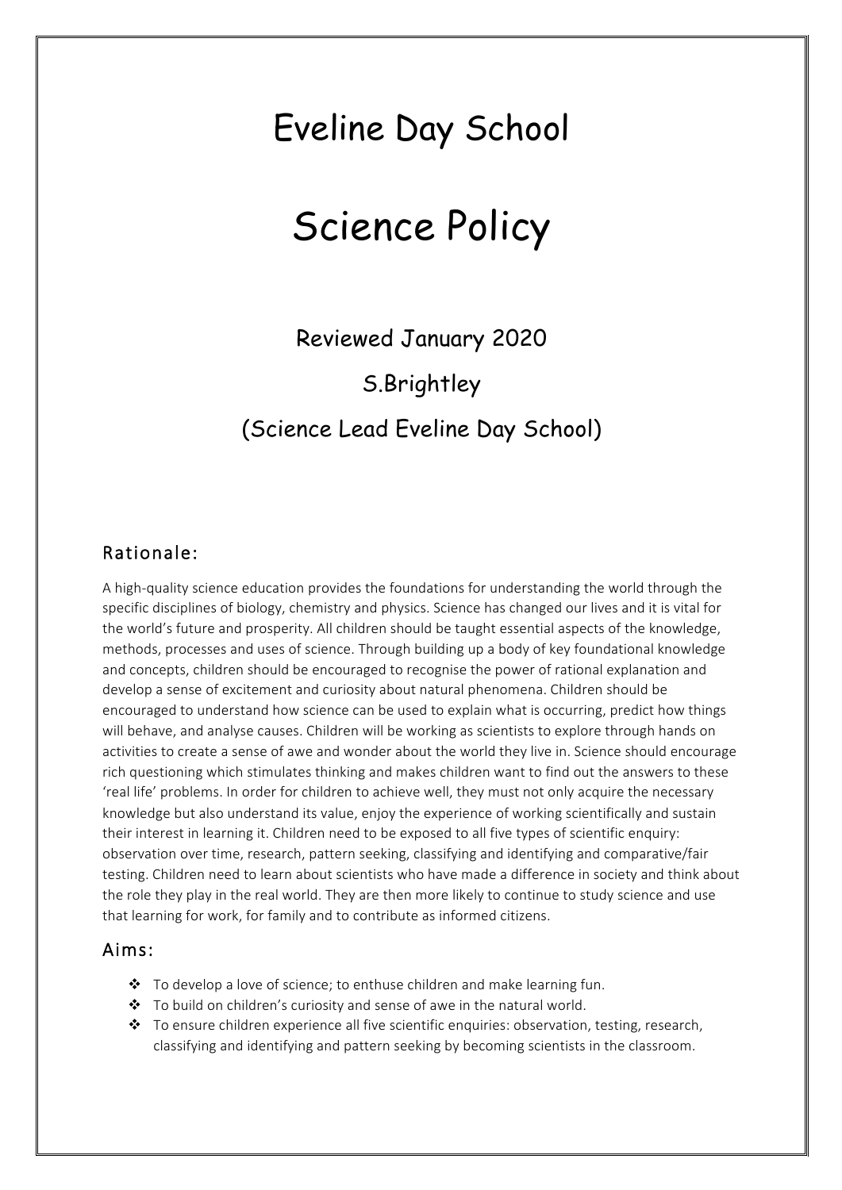# Eveline Day School

# Science Policy

Reviewed January 2020

S.Brightley

(Science Lead Eveline Day School)

## Rationale:

A high-quality science education provides the foundations for understanding the world through the specific disciplines of biology, chemistry and physics. Science has changed our lives and it is vital for the world's future and prosperity. All children should be taught essential aspects of the knowledge, methods, processes and uses of science. Through building up a body of key foundational knowledge and concepts, children should be encouraged to recognise the power of rational explanation and develop a sense of excitement and curiosity about natural phenomena. Children should be encouraged to understand how science can be used to explain what is occurring, predict how things will behave, and analyse causes. Children will be working as scientists to explore through hands on activities to create a sense of awe and wonder about the world they live in. Science should encourage rich questioning which stimulates thinking and makes children want to find out the answers to these 'real life' problems. In order for children to achieve well, they must not only acquire the necessary knowledge but also understand its value, enjoy the experience of working scientifically and sustain their interest in learning it. Children need to be exposed to all five types of scientific enquiry: observation over time, research, pattern seeking, classifying and identifying and comparative/fair testing. Children need to learn about scientists who have made a difference in society and think about the role they play in the real world. They are then more likely to continue to study science and use that learning for work, for family and to contribute as informed citizens.

## Aims:

- To develop a love of science; to enthuse children and make learning fun.
- To build on children's curiosity and sense of awe in the natural world.
- To ensure children experience all five scientific enquiries: observation, testing, research, classifying and identifying and pattern seeking by becoming scientists in the classroom.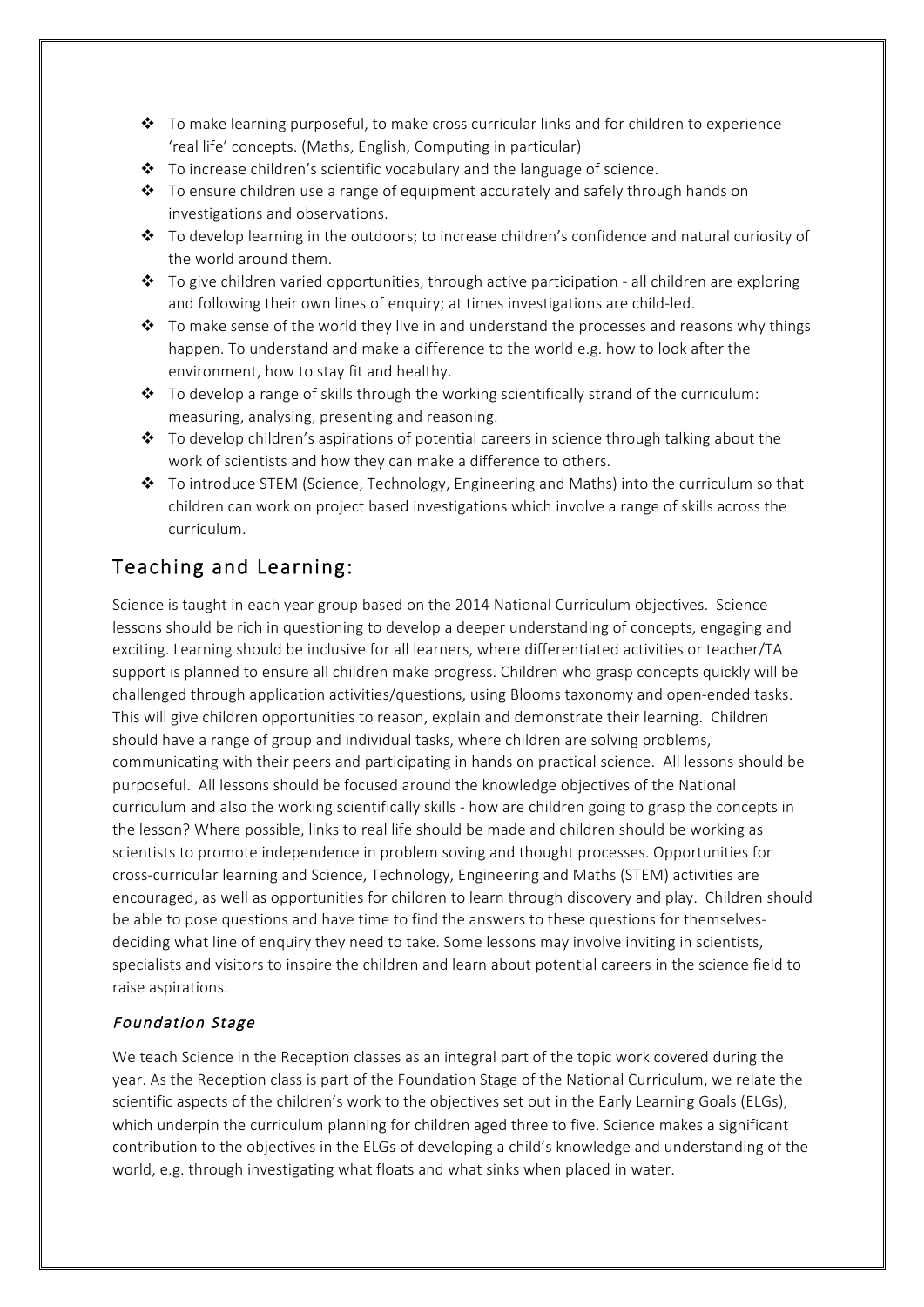- To make learning purposeful, to make cross curricular links and for children to experience 'real life' concepts. (Maths, English, Computing in particular)
- To increase children's scientific vocabulary and the language of science.
- To ensure children use a range of equipment accurately and safely through hands on investigations and observations.
- To develop learning in the outdoors; to increase children's confidence and natural curiosity of the world around them.
- To give children varied opportunities, through active participation - all children are exploring and following their own lines of enquiry; at times investigations are child-led.
- To make sense of the world they live in and understand the processes and reasons why things happen. To understand and make a difference to the world e.g. how to look after the environment, how to stay fit and healthy.
- To develop a range of skills through the working scientifically strand of the curriculum: measuring, analysing, presenting and reasoning.
- To develop children's aspirations of potential careers in science through talking about the work of scientists and how they can make a difference to others.
- To introduce STEM (Science, Technology, Engineering and Maths) into the curriculum so that children can work on project based investigations which involve a range of skills across the curriculum.

## Teaching and Learning:

Science is taught in each year group based on the 2014 National Curriculum objectives. Science lessons should be rich in questioning to develop a deeper understanding of concepts, engaging and exciting. Learning should be inclusive for all learners, where differentiated activities or teacher/TA support is planned to ensure all children make progress. Children who grasp concepts quickly will be challenged through application activities/questions, using Blooms taxonomy and open-ended tasks. This will give children opportunities to reason, explain and demonstrate their learning. Children should have a range of group and individual tasks, where children are solving problems, communicating with their peers and participating in hands on practical science. All lessons should be purposeful. All lessons should be focused around the knowledge objectives of the National curriculum and also the working scientifically skills - how are children going to grasp the concepts in the lesson? Where possible, links to real life should be made and children should be working as scientists to promote independence in problem soving and thought processes. Opportunities for cross-curricular learning and Science, Technology, Engineering and Maths (STEM) activities are encouraged, as well as opportunities for children to learn through discovery and play. Children should be able to pose questions and have time to find the answers to these questions for themselves- deciding what line of enquiry they need to take. Some lessons may involve inviting in scientists, specialists and visitors to inspire the children and learn about potential careers in the science field to raise aspirations.

### *Foundation Stage*

We teach Science in the Reception classes as an integral part of the topic work covered during the year. As the Reception class is part of the Foundation Stage of the National Curriculum, we relate the scientific aspects of the children's work to the objectives set out in the Early Learning Goals (ELGs), which underpin the curriculum planning for children aged three to five. Science makes a significant contribution to the objectives in the ELGs of developing a child's knowledge and understanding of the world, e.g. through investigating what floats and what sinks when placed in water.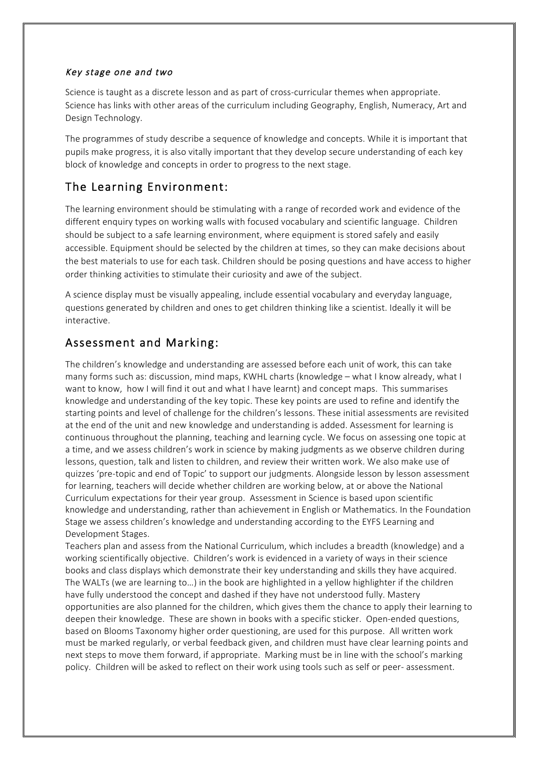### *Key stage one and two*

Science is taught as a discrete lesson and as part of cross-curricular themes when appropriate. Science has links with other areas of the curriculum including Geography, English, Numeracy, Art and Design Technology.

The programmes of study describe a sequence of knowledge and concepts. While it is important that pupils make progress, it is also vitally important that they develop secure understanding of each key block of knowledge and concepts in order to progress to the next stage.

## The Learning Environment:

The learning environment should be stimulating with a range of recorded work and evidence of the different enquiry types on working walls with focused vocabulary and scientific language. Children should be subject to a safe learning environment, where equipment is stored safely and easily accessible. Equipment should be selected by the children at times, so they can make decisions about the best materials to use for each task. Children should be posing questions and have access to higher order thinking activities to stimulate their curiosity and awe of the subject.

A science display must be visually appealing, include essential vocabulary and everyday language, questions generated by children and ones to get children thinking like a scientist. Ideally it will be interactive.

## Assessment and Marking:

The children's knowledge and understanding are assessed before each unit of work, this can take many forms such as: discussion, mind maps, KWHL charts (knowledge – what I know already, what I want to know, how I will find it out and what I have learnt) and concept maps. This summarises knowledge and understanding of the key topic. These key points are used to refine and identify the starting points and level of challenge for the children's lessons. These initial assessments are revisited at the end of the unit and new knowledge and understanding is added. Assessment for learning is continuous throughout the planning, teaching and learning cycle. We focus on assessing one topic at a time, and we assess children's work in science by making judgments as we observe children during lessons, question, talk and listen to children, and review their written work. We also make use of quizzes 'pre-topic and end of Topic' to support our judgments. Alongside lesson by lesson assessment for learning, teachers will decide whether children are working below, at or above the National Curriculum expectations for their year group. Assessment in Science is based upon scientific knowledge and understanding, rather than achievement in English or Mathematics. In the Foundation Stage we assess children's knowledge and understanding according to the EYFS Learning and Development Stages.

Teachers plan and assess from the National Curriculum, which includes a breadth (knowledge) and a working scientifically objective. Children's work is evidenced in a variety of ways in their science books and class displays which demonstrate their key understanding and skills they have acquired. The WALTs (we are learning to…) in the book are highlighted in a yellow highlighter if the children have fully understood the concept and dashed if they have not understood fully. Mastery opportunities are also planned for the children, which gives them the chance to apply their learning to deepen their knowledge. These are shown in books with a specific sticker. Open-ended questions, based on Blooms Taxonomy higher order questioning, are used for this purpose. All written work must be marked regularly, or verbal feedback given, and children must have clear learning points and next steps to move them forward, if appropriate. Marking must be in line with the school's marking policy. Children will be asked to reflect on their work using tools such as self or peer- assessment.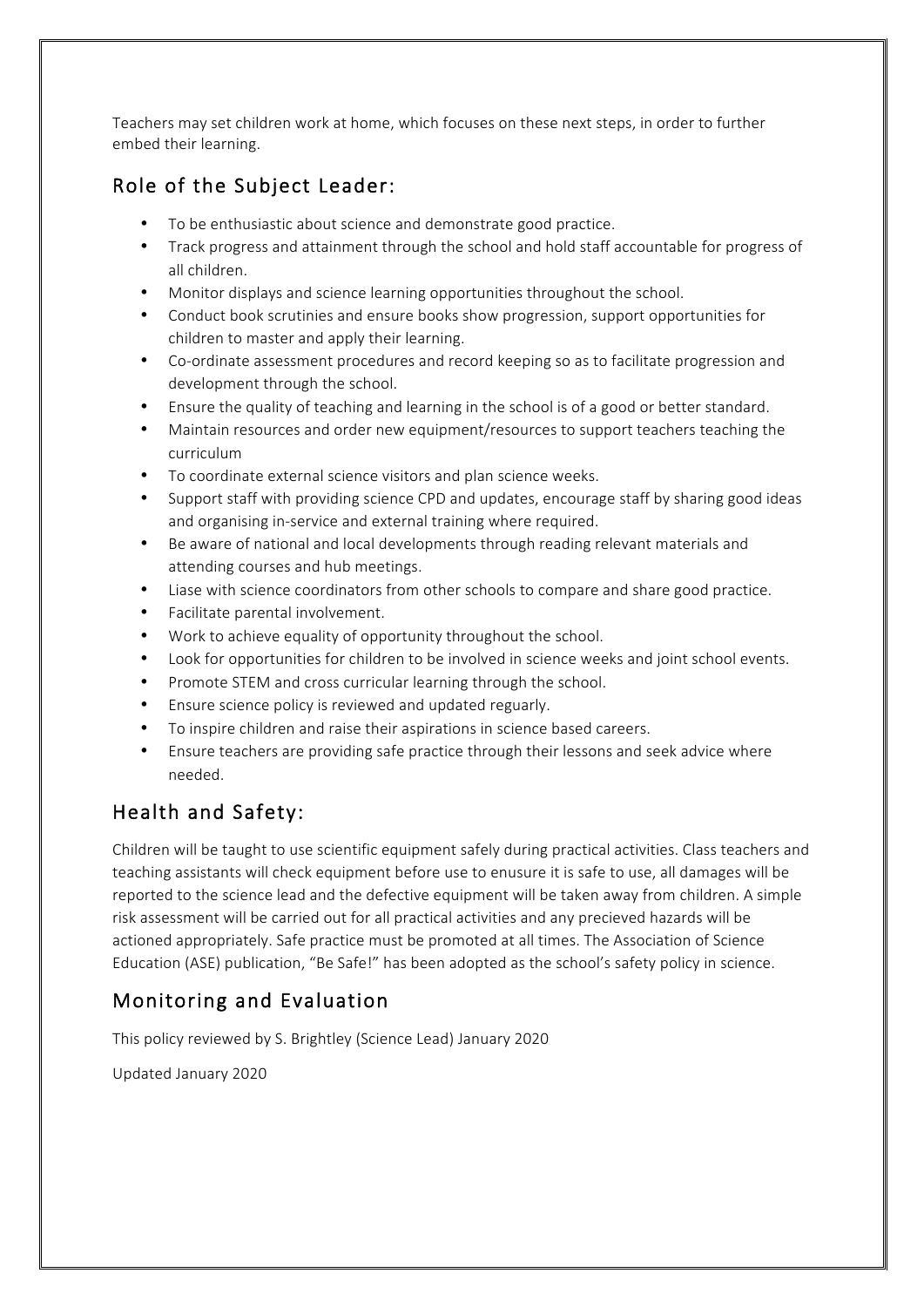Teachers may set children work at home, which focuses on these next steps, in order to further embed their learning.

## Role of the Subject Leader:

- To be enthusiastic about science and demonstrate good practice.
- Track progress and attainment through the school and hold staff accountable for progress of all children.
- Monitor displays and science learning opportunities throughout the school.
- Conduct book scrutinies and ensure books show progression, support opportunities for children to master and apply their learning.
- Co-ordinate assessment procedures and record keeping so as to facilitate progression and development through the school.
- Ensure the quality of teaching and learning in the school is of a good or better standard.
- Maintain resources and order new equipment/resources to support teachers teaching the curriculum
- To coordinate external science visitors and plan science weeks.
- Support staff with providing science CPD and updates, encourage staff by sharing good ideas and organising in-service and external training where required.
- Be aware of national and local developments through reading relevant materials and attending courses and hub meetings.
- Liase with science coordinators from other schools to compare and share good practice.
- Facilitate parental involvement.
- Work to achieve equality of opportunity throughout the school.
- Look for opportunities for children to be involved in science weeks and joint school events.
- Promote STEM and cross curricular learning through the school.
- Ensure science policy is reviewed and updated reguarly.
- To inspire children and raise their aspirations in science based careers.
- Ensure teachers are providing safe practice through their lessons and seek advice where needed.

## Health and Safety:

Children will be taught to use scientific equipment safely during practical activities. Class teachers and teaching assistants will check equipment before use to enusure it is safe to use, all damages will be reported to the science lead and the defective equipment will be taken away from children. A simple risk assessment will be carried out for all practical activities and any precieved hazards will be actioned appropriately. Safe practice must be promoted at all times. The Association of Science Education (ASE) publication, "Be Safe!" has been adopted as the school's safety policy in science.

## Monitoring and Evaluation

This policy reviewed by S. Brightley (Science Lead) January 2020

Updated January 2020